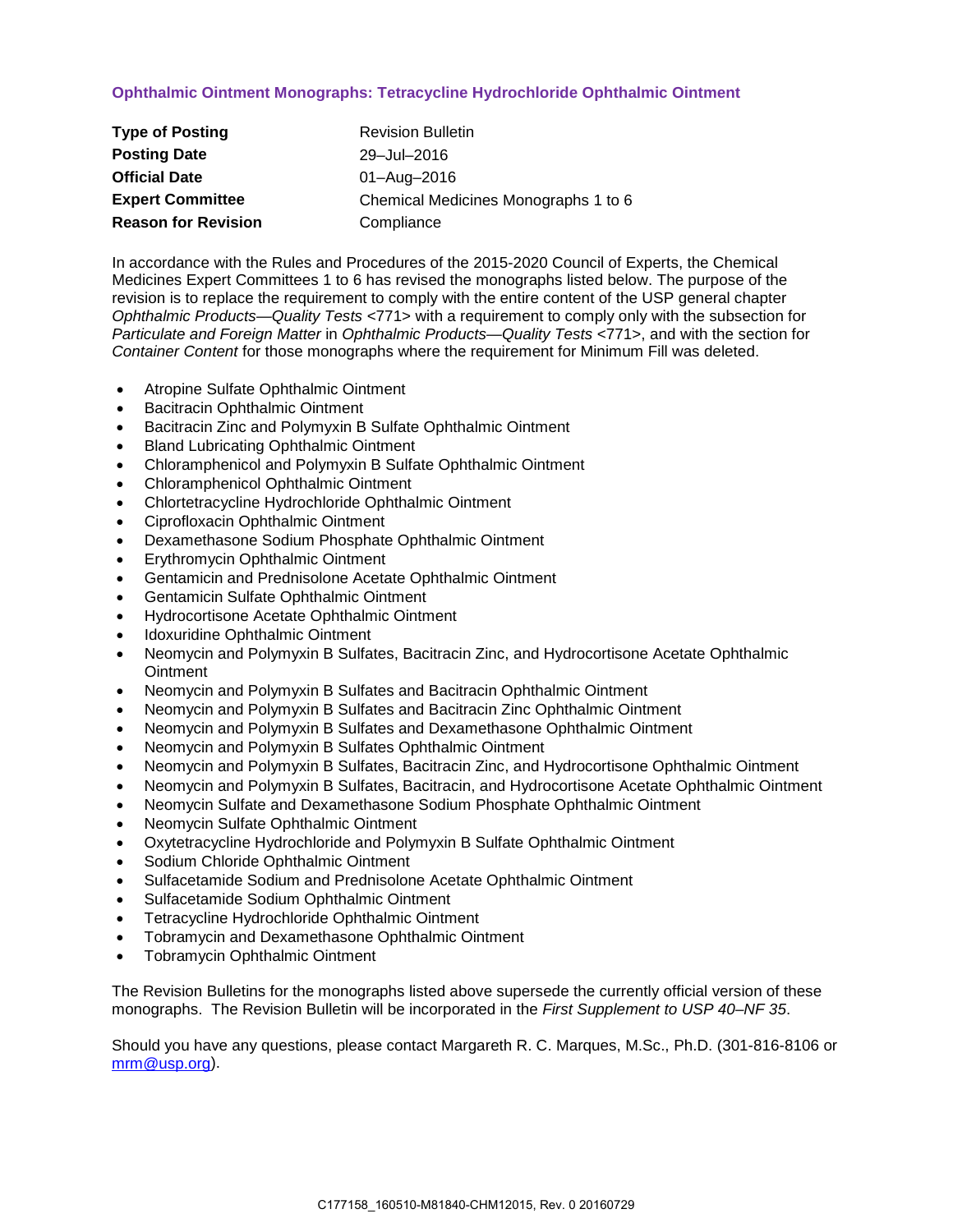## Ophthalmic Ointment Monographs: Tetracycline Hydrochloride Ophthalmic Ointment

| | |
|---|---|
| **Type of Posting** | Revision Bulletin |
| **Posting Date** | 29–Jul–2016 |
| **Official Date** | 01–Aug–2016 |
| **Expert Committee** | Chemical Medicines Monographs 1 to 6 |
| **Reason for Revision** | Compliance |

In accordance with the Rules and Procedures of the 2015-2020 Council of Experts, the Chemical Medicines Expert Committees 1 to 6 has revised the monographs listed below. The purpose of the revision is to replace the requirement to comply with the entire content of the USP general chapter *Ophthalmic Products—Quality Tests* <771> with a requirement to comply only with the subsection for *Particulate and Foreign Matter* in *Ophthalmic Products—Quality Tests* <771>, and with the section for *Container Content* for those monographs where the requirement for Minimum Fill was deleted.

- Atropine Sulfate Ophthalmic Ointment
- Bacitracin Ophthalmic Ointment
- Bacitracin Zinc and Polymyxin B Sulfate Ophthalmic Ointment
- Bland Lubricating Ophthalmic Ointment
- Chloramphenicol and Polymyxin B Sulfate Ophthalmic Ointment
- Chloramphenicol Ophthalmic Ointment
- Chlortetracycline Hydrochloride Ophthalmic Ointment
- Ciprofloxacin Ophthalmic Ointment
- Dexamethasone Sodium Phosphate Ophthalmic Ointment
- Erythromycin Ophthalmic Ointment
- Gentamicin and Prednisolone Acetate Ophthalmic Ointment
- Gentamicin Sulfate Ophthalmic Ointment
- Hydrocortisone Acetate Ophthalmic Ointment
- Idoxuridine Ophthalmic Ointment
- Neomycin and Polymyxin B Sulfates, Bacitracin Zinc, and Hydrocortisone Acetate Ophthalmic Ointment
- Neomycin and Polymyxin B Sulfates and Bacitracin Ophthalmic Ointment
- Neomycin and Polymyxin B Sulfates and Bacitracin Zinc Ophthalmic Ointment
- Neomycin and Polymyxin B Sulfates and Dexamethasone Ophthalmic Ointment
- Neomycin and Polymyxin B Sulfates Ophthalmic Ointment
- Neomycin and Polymyxin B Sulfates, Bacitracin Zinc, and Hydrocortisone Ophthalmic Ointment
- Neomycin and Polymyxin B Sulfates, Bacitracin, and Hydrocortisone Acetate Ophthalmic Ointment
- Neomycin Sulfate and Dexamethasone Sodium Phosphate Ophthalmic Ointment
- Neomycin Sulfate Ophthalmic Ointment
- Oxytetracycline Hydrochloride and Polymyxin B Sulfate Ophthalmic Ointment
- Sodium Chloride Ophthalmic Ointment
- Sulfacetamide Sodium and Prednisolone Acetate Ophthalmic Ointment
- Sulfacetamide Sodium Ophthalmic Ointment
- Tetracycline Hydrochloride Ophthalmic Ointment
- Tobramycin and Dexamethasone Ophthalmic Ointment
- Tobramycin Ophthalmic Ointment

The Revision Bulletins for the monographs listed above supersede the currently official version of these monographs. The Revision Bulletin will be incorporated in the *First Supplement to USP 40–NF 35*.

Should you have any questions, please contact Margareth R. C. Marques, M.Sc., Ph.D. (301-816-8106 or mrm@usp.org).

C177158_160510-M81840-CHM12015, Rev. 0 20160729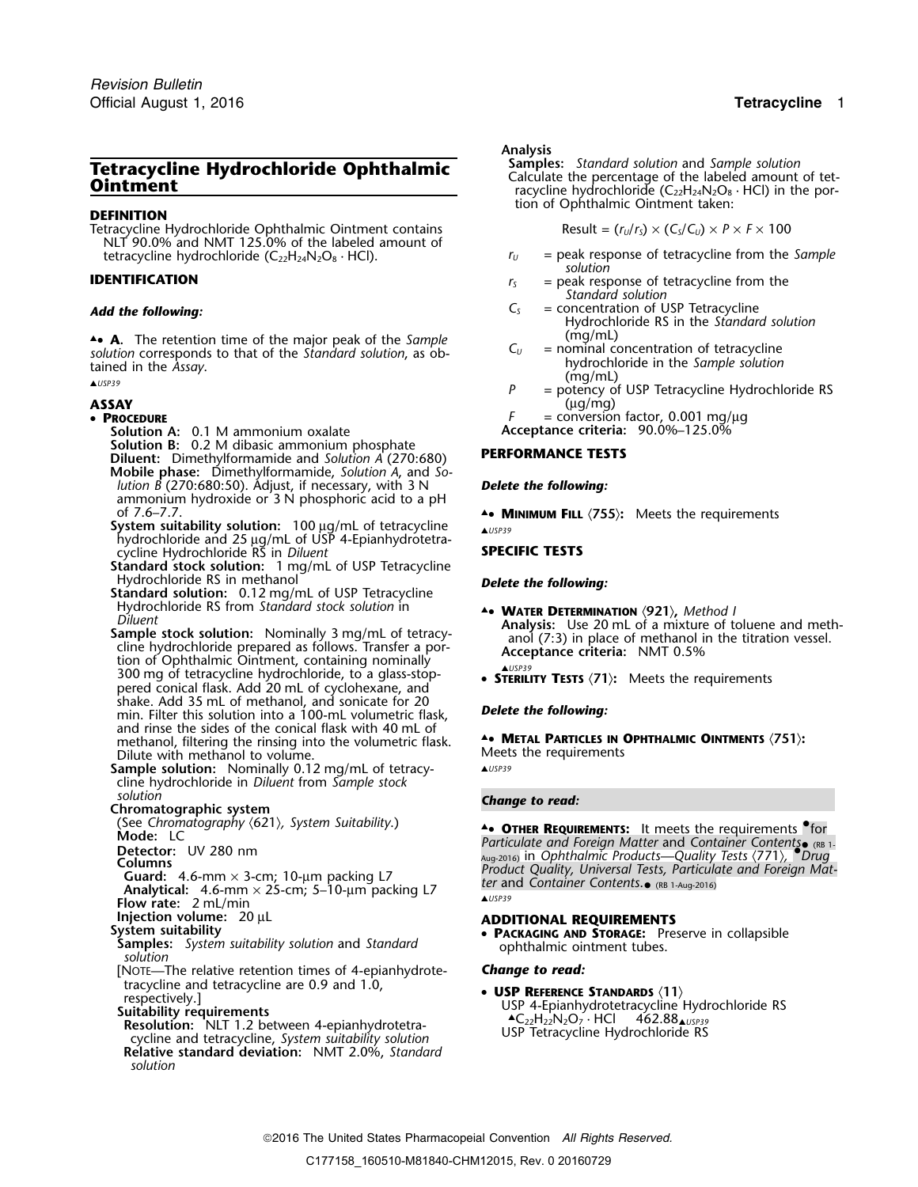# Tetracycline Hydrochloride Ophthalmic Ointment

## DEFINITION

Tetracycline Hydrochloride Ophthalmic Ointment contains NLT 90.0% and NMT 125.0% of the labeled amount of tetracycline hydrochloride ($C_{22}H_{24}N_2O_8 \cdot HCl$).

## IDENTIFICATION

***Add the following:***

▲• **A.** The retention time of the major peak of the *Sample solution* corresponds to that of the *Standard solution*, as obtained in the *Assay*.

▲USP39

## ASSAY

• **PROCEDURE**

**Solution A:** 0.1 M ammonium oxalate

**Solution B:** 0.2 M dibasic ammonium phosphate

**Diluent:** Dimethylformamide and *Solution A* (270:680)

**Mobile phase:** Dimethylformamide, *Solution A*, and *Solution B* (270:680:50). Adjust, if necessary, with 3 N ammonium hydroxide or 3 N phosphoric acid to a pH of 7.6–7.7.

**System suitability solution:** 100 µg/mL of tetracycline hydrochloride and 25 µg/mL of USP 4-Epianhydrotetracycline Hydrochloride RS in *Diluent*

**Standard stock solution:** 1 mg/mL of USP Tetracycline Hydrochloride RS in methanol

**Standard solution:** 0.12 mg/mL of USP Tetracycline Hydrochloride RS from *Standard stock solution* in *Diluent*

**Sample stock solution:** Nominally 3 mg/mL of tetracycline hydrochloride prepared as follows. Transfer a portion of Ophthalmic Ointment, containing nominally 300 mg of tetracycline hydrochloride, to a glass-stoppered conical flask. Add 20 mL of cyclohexane, and shake. Add 35 mL of methanol, and sonicate for 20 min. Filter this solution into a 100-mL volumetric flask, and rinse the sides of the conical flask with 40 mL of methanol, filtering the rinsing into the volumetric flask. Dilute with methanol to volume.

**Sample solution:** Nominally 0.12 mg/mL of tetracycline hydrochloride in *Diluent* from *Sample stock solution*

**Chromatographic system**

(See *Chromatography* ⟨621⟩*, System Suitability.*)

**Mode:** LC

**Detector:** UV 280 nm

**Columns**

**Guard:** 4.6-mm × 3-cm; 10-µm packing L7

**Analytical:** 4.6-mm × 25-cm; 5–10-µm packing L7

**Flow rate:** 2 mL/min

**Injection volume:** 20 µL

**System suitability**

**Samples:** *System suitability solution* and *Standard solution*

[NOTE—The relative retention times of 4-epianhydrotetracycline and tetracycline are 0.9 and 1.0, respectively.]

**Suitability requirements**

**Resolution:** NLT 1.2 between 4-epianhydrotetracycline and tetracycline, *System suitability solution*

**Relative standard deviation:** NMT 2.0%, *Standard solution*

**Analysis**

**Samples:** *Standard solution* and *Sample solution*

Calculate the percentage of the labeled amount of tetracycline hydrochloride ($C_{22}H_{24}N_2O_8 \cdot HCl$) in the portion of Ophthalmic Ointment taken:

$$\text{Result} = (r_U/r_S) \times (C_S/C_U) \times P \times F \times 100$$

- $r_U$ = peak response of tetracycline from the *Sample solution*
- $r_S$ = peak response of tetracycline from the *Standard solution*
- $C_S$ = concentration of USP Tetracycline Hydrochloride RS in the *Standard solution* (mg/mL)
- $C_U$ = nominal concentration of tetracycline hydrochloride in the *Sample solution* (mg/mL)
- $P$ = potency of USP Tetracycline Hydrochloride RS (µg/mg)
- $F$ = conversion factor, 0.001 mg/µg

**Acceptance criteria:** 90.0%–125.0%

## PERFORMANCE TESTS

***Delete the following:***

▲• **MINIMUM FILL** ⟨755⟩**:** Meets the requirements

▲USP39

## SPECIFIC TESTS

***Delete the following:***

▲• **WATER DETERMINATION** ⟨921⟩**,** *Method I*

**Analysis:** Use 20 mL of a mixture of toluene and methanol (7:3) in place of methanol in the titration vessel.

**Acceptance criteria:** NMT 0.5%

▲USP39

• **STERILITY TESTS** ⟨71⟩**:** Meets the requirements

***Delete the following:***

▲• **METAL PARTICLES IN OPHTHALMIC OINTMENTS** ⟨751⟩**:** Meets the requirements

▲USP39

***Change to read:***

▲• **OTHER REQUIREMENTS:** It meets the requirements •for *Particulate and Foreign Matter* and *Container Contents*• (RB 1-Aug-2016) in *Ophthalmic Products—Quality Tests* ⟨771⟩, •*Drug Product Quality, Universal Tests, Particulate and Foreign Matter* and *Container Contents*.• (RB 1-Aug-2016)

▲USP39

## ADDITIONAL REQUIREMENTS

• **PACKAGING AND STORAGE:** Preserve in collapsible ophthalmic ointment tubes.

***Change to read:***

• **USP REFERENCE STANDARDS** ⟨11⟩

USP 4-Epianhydrotetracycline Hydrochloride RS

▲$C_{22}H_{22}N_2O_7 \cdot HCl$ 462.88▲USP39

USP Tetracycline Hydrochloride RS